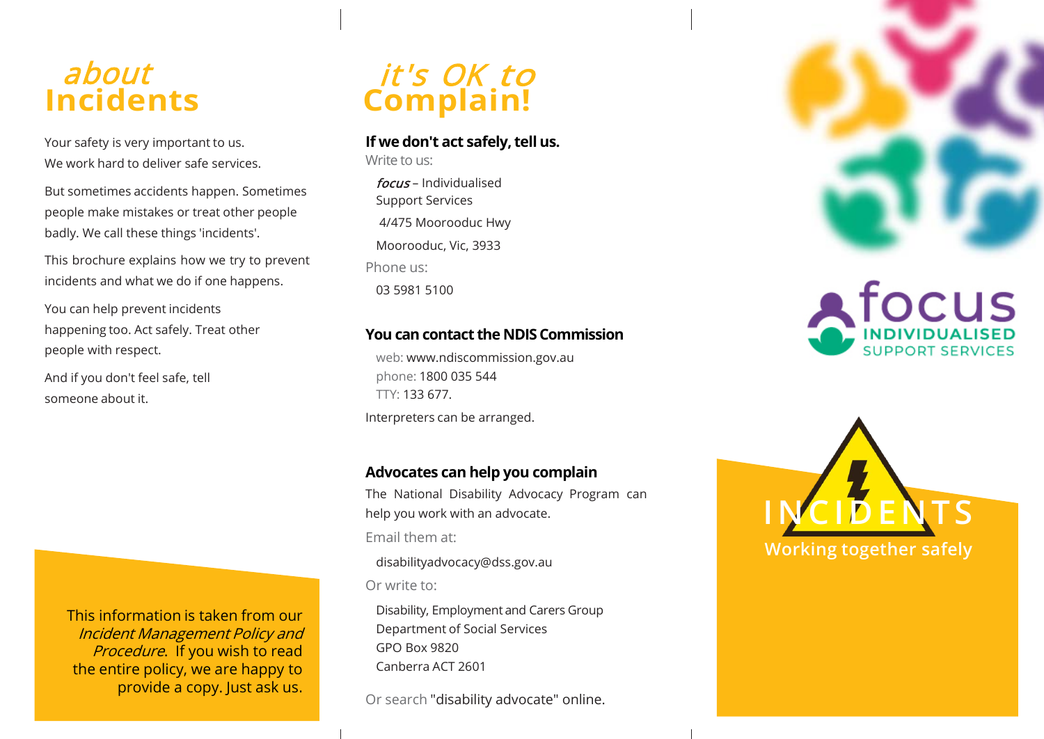# *about* Incidents

Your safety is very important to us.
We work hard to deliver safe services.

But sometimes accidents happen. Sometimes people make mistakes or treat other people badly. We call these things 'incidents'.

This brochure explains how we try to prevent incidents and what we do if one happens.

You can help prevent incidents happening too. Act safely. Treat other people with respect.

And if you don't feel safe, tell someone about it.

This information is taken from our *Incident Management Policy and Procedure*. If you wish to read the entire policy, we are happy to provide a copy. Just ask us.

# *it's OK to* Complain!

### If we don't act safely, tell us.

Write to us:

*focus* – Individualised Support Services
4/475 Moorooduc Hwy
Moorooduc, Vic, 3933

Phone us:

03 5981 5100

### You can contact the NDIS Commission

web: www.ndiscommission.gov.au
phone: 1800 035 544
TTY: 133 677.

Interpreters can be arranged.

### Advocates can help you complain

The National Disability Advocacy Program can help you work with an advocate.

Email them at:

disabilityadvocacy@dss.gov.au

Or write to:

Disability, Employment and Carers Group
Department of Social Services
GPO Box 9820
Canberra ACT 2601

Or search "disability advocate" online.

focus INDIVIDUALISED SUPPORT SERVICES

# INCIDENTS

Working together safely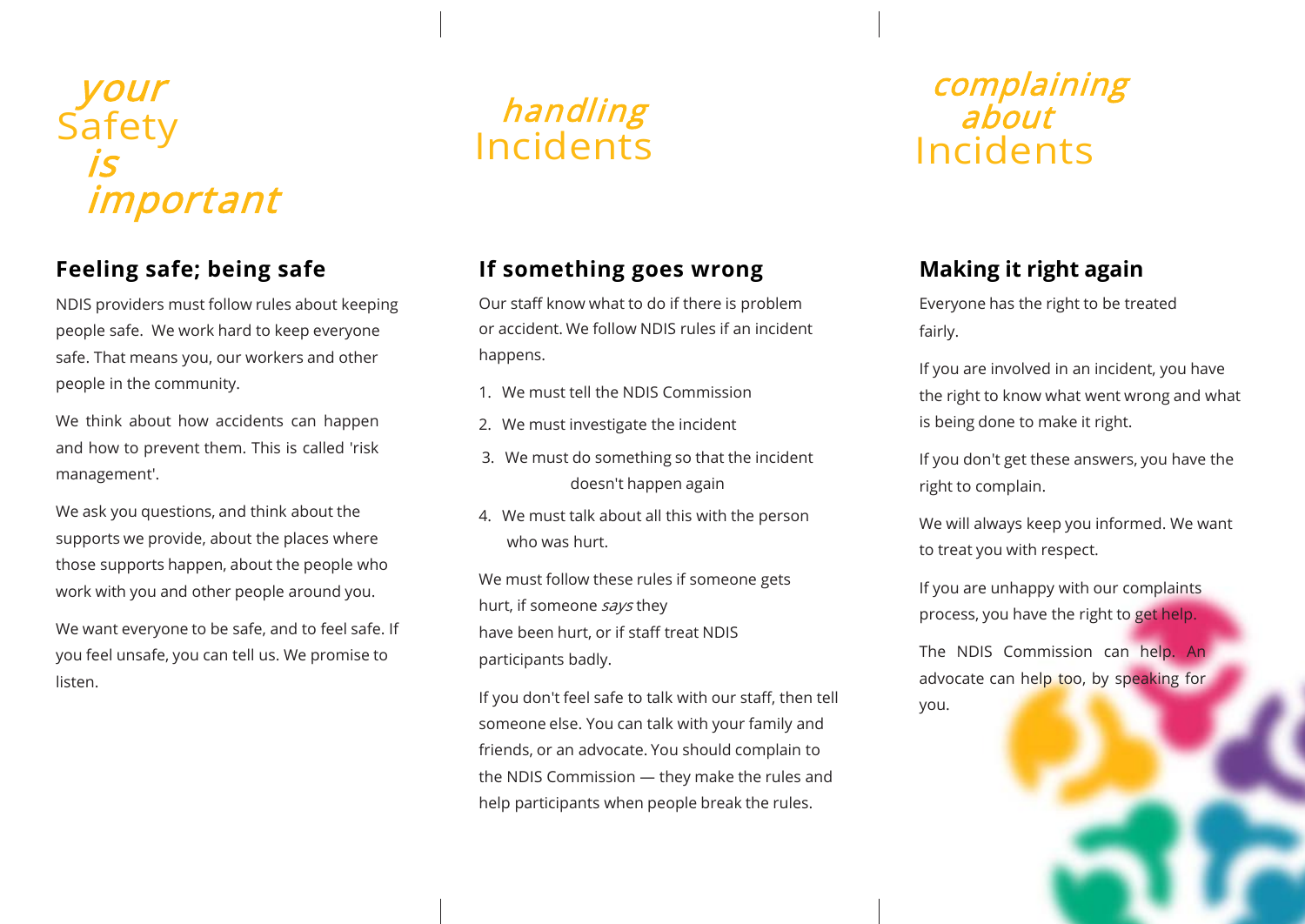# *your* Safety *is important*

## Feeling safe; being safe

NDIS providers must follow rules about keeping people safe. We work hard to keep everyone safe. That means you, our workers and other people in the community.

We think about how accidents can happen and how to prevent them. This is called 'risk management'.

We ask you questions, and think about the supports we provide, about the places where those supports happen, about the people who work with you and other people around you.

We want everyone to be safe, and to feel safe. If you feel unsafe, you can tell us. We promise to listen.

# *handling* Incidents

## If something goes wrong

Our staff know what to do if there is problem or accident. We follow NDIS rules if an incident happens.

1. We must tell the NDIS Commission
2. We must investigate the incident
3. We must do something so that the incident doesn't happen again
4. We must talk about all this with the person who was hurt.

We must follow these rules if someone gets hurt, if someone *says* they have been hurt, or if staff treat NDIS participants badly.

If you don't feel safe to talk with our staff, then tell someone else. You can talk with your family and friends, or an advocate. You should complain to the NDIS Commission — they make the rules and help participants when people break the rules.

# *complaining about* Incidents

## Making it right again

Everyone has the right to be treated fairly.

If you are involved in an incident, you have the right to know what went wrong and what is being done to make it right.

If you don't get these answers, you have the right to complain.

We will always keep you informed. We want to treat you with respect.

If you are unhappy with our complaints process, you have the right to get help.

The NDIS Commission can help. An advocate can help too, by speaking for you.